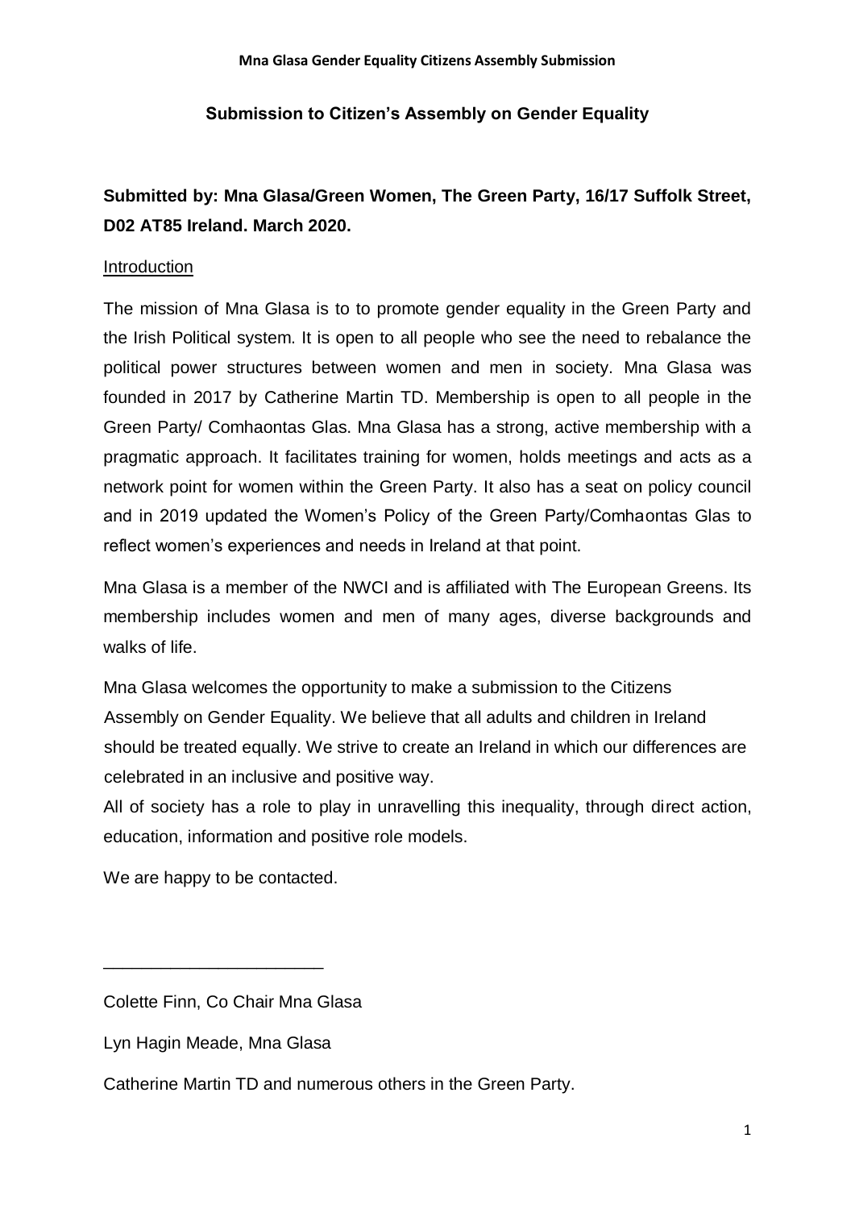## Submission to Citizen's Assembly on Gender Equality

**Submitted by: Mna Glasa/Green Women, The Green Party, 16/17 Suffolk Street, D02 AT85 Ireland. March 2020.**

Introduction

The mission of Mna Glasa is to to promote gender equality in the Green Party and the Irish Political system. It is open to all people who see the need to rebalance the political power structures between women and men in society. Mna Glasa was founded in 2017 by Catherine Martin TD. Membership is open to all people in the Green Party/ Comhaontas Glas. Mna Glasa has a strong, active membership with a pragmatic approach. It facilitates training for women, holds meetings and acts as a network point for women within the Green Party. It also has a seat on policy council and in 2019 updated the Women's Policy of the Green Party/Comhaontas Glas to reflect women's experiences and needs in Ireland at that point.

Mna Glasa is a member of the NWCI and is affiliated with The European Greens. Its membership includes women and men of many ages, diverse backgrounds and walks of life.

Mna Glasa welcomes the opportunity to make a submission to the Citizens Assembly on Gender Equality. We believe that all adults and children in Ireland should be treated equally. We strive to create an Ireland in which our differences are celebrated in an inclusive and positive way.

All of society has a role to play in unravelling this inequality, through direct action, education, information and positive role models.

We are happy to be contacted.

_______________________

Colette Finn, Co Chair Mna Glasa

Lyn Hagin Meade, Mna Glasa

Catherine Martin TD and numerous others in the Green Party.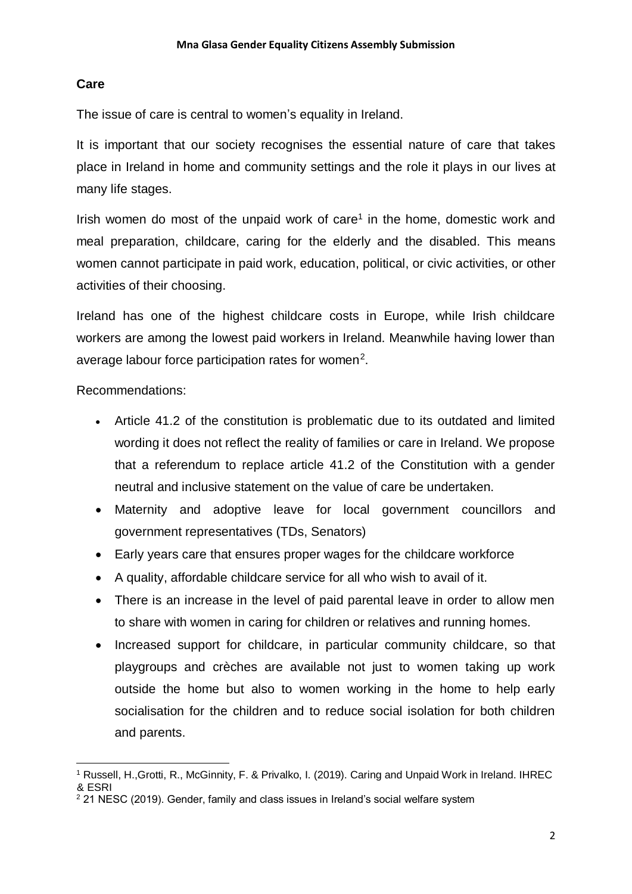## Care

The issue of care is central to women's equality in Ireland.

It is important that our society recognises the essential nature of care that takes place in Ireland in home and community settings and the role it plays in our lives at many life stages.

Irish women do most of the unpaid work of care[1] in the home, domestic work and meal preparation, childcare, caring for the elderly and the disabled. This means women cannot participate in paid work, education, political, or civic activities, or other activities of their choosing.

Ireland has one of the highest childcare costs in Europe, while Irish childcare workers are among the lowest paid workers in Ireland. Meanwhile having lower than average labour force participation rates for women[2].

Recommendations:

- Article 41.2 of the constitution is problematic due to its outdated and limited wording it does not reflect the reality of families or care in Ireland. We propose that a referendum to replace article 41.2 of the Constitution with a gender neutral and inclusive statement on the value of care be undertaken.
- Maternity and adoptive leave for local government councillors and government representatives (TDs, Senators)
- Early years care that ensures proper wages for the childcare workforce
- A quality, affordable childcare service for all who wish to avail of it.
- There is an increase in the level of paid parental leave in order to allow men to share with women in caring for children or relatives and running homes.
- Increased support for childcare, in particular community childcare, so that playgroups and crèches are available not just to women taking up work outside the home but also to women working in the home to help early socialisation for the children and to reduce social isolation for both children and parents.

---

[1] Russell, H.,Grotti, R., McGinnity, F. & Privalko, I. (2019). Caring and Unpaid Work in Ireland. IHREC & ESRI

[2] 21 NESC (2019). Gender, family and class issues in Ireland's social welfare system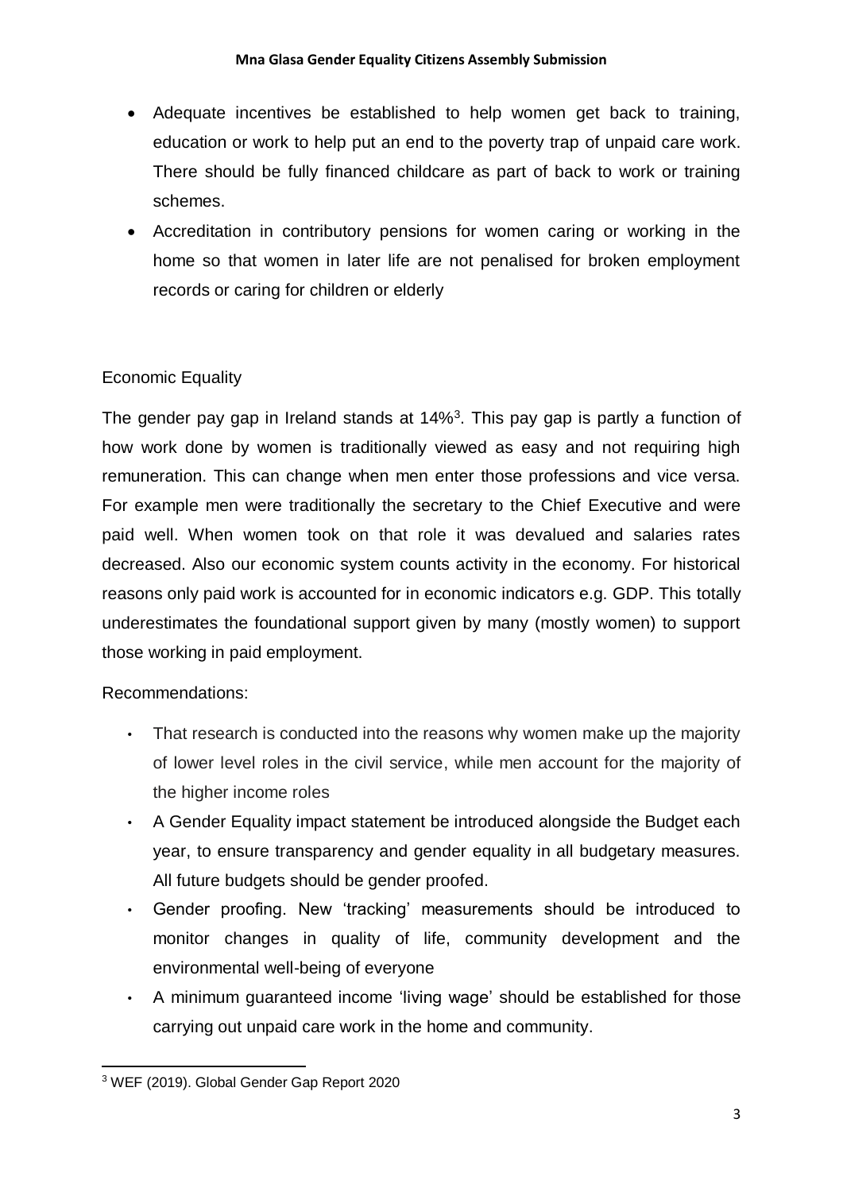- Adequate incentives be established to help women get back to training, education or work to help put an end to the poverty trap of unpaid care work. There should be fully financed childcare as part of back to work or training schemes.
- Accreditation in contributory pensions for women caring or working in the home so that women in later life are not penalised for broken employment records or caring for children or elderly

## Economic Equality

The gender pay gap in Ireland stands at 14%[3]. This pay gap is partly a function of how work done by women is traditionally viewed as easy and not requiring high remuneration. This can change when men enter those professions and vice versa. For example men were traditionally the secretary to the Chief Executive and were paid well. When women took on that role it was devalued and salaries rates decreased. Also our economic system counts activity in the economy. For historical reasons only paid work is accounted for in economic indicators e.g. GDP. This totally underestimates the foundational support given by many (mostly women) to support those working in paid employment.

Recommendations:

- That research is conducted into the reasons why women make up the majority of lower level roles in the civil service, while men account for the majority of the higher income roles
- A Gender Equality impact statement be introduced alongside the Budget each year, to ensure transparency and gender equality in all budgetary measures. All future budgets should be gender proofed.
- Gender proofing. New 'tracking' measurements should be introduced to monitor changes in quality of life, community development and the environmental well-being of everyone
- A minimum guaranteed income 'living wage' should be established for those carrying out unpaid care work in the home and community.

[3] WEF (2019). Global Gender Gap Report 2020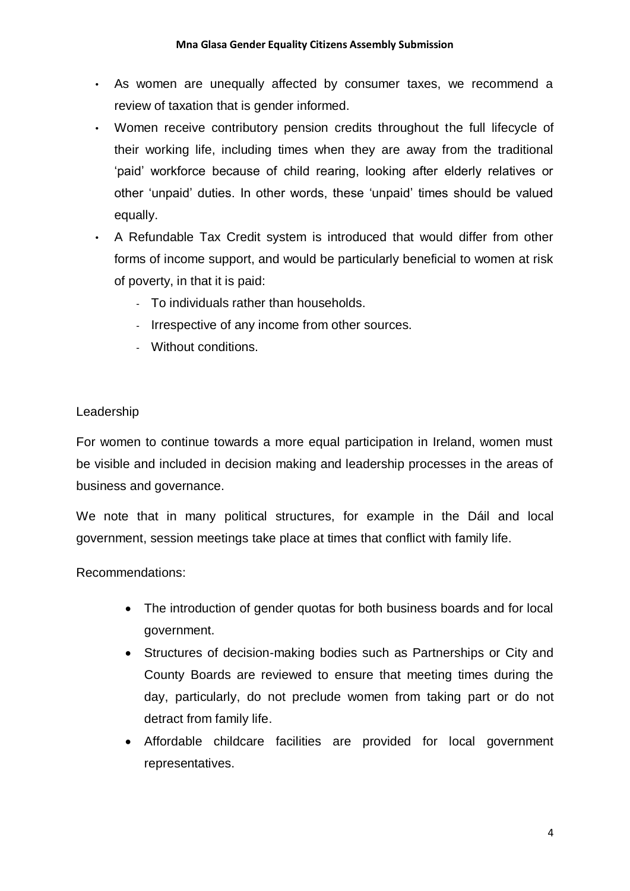- As women are unequally affected by consumer taxes, we recommend a review of taxation that is gender informed.
- Women receive contributory pension credits throughout the full lifecycle of their working life, including times when they are away from the traditional 'paid' workforce because of child rearing, looking after elderly relatives or other 'unpaid' duties. In other words, these 'unpaid' times should be valued equally.
- A Refundable Tax Credit system is introduced that would differ from other forms of income support, and would be particularly beneficial to women at risk of poverty, in that it is paid:
  - To individuals rather than households.
  - Irrespective of any income from other sources.
  - Without conditions.

Leadership

For women to continue towards a more equal participation in Ireland, women must be visible and included in decision making and leadership processes in the areas of business and governance.

We note that in many political structures, for example in the Dáil and local government, session meetings take place at times that conflict with family life.

Recommendations:

- The introduction of gender quotas for both business boards and for local government.
- Structures of decision-making bodies such as Partnerships or City and County Boards are reviewed to ensure that meeting times during the day, particularly, do not preclude women from taking part or do not detract from family life.
- Affordable childcare facilities are provided for local government representatives.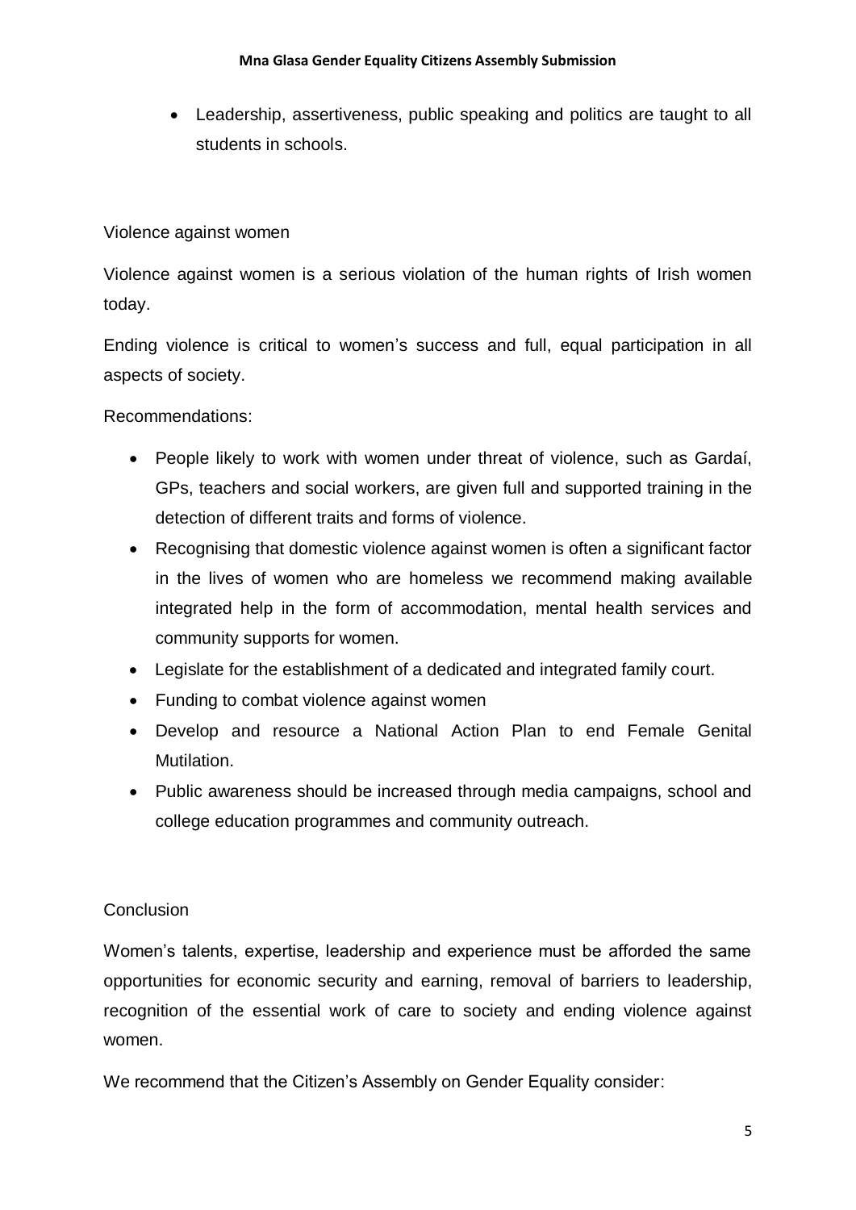- Leadership, assertiveness, public speaking and politics are taught to all students in schools.

## Violence against women

Violence against women is a serious violation of the human rights of Irish women today.

Ending violence is critical to women's success and full, equal participation in all aspects of society.

Recommendations:

- People likely to work with women under threat of violence, such as Gardaí, GPs, teachers and social workers, are given full and supported training in the detection of different traits and forms of violence.
- Recognising that domestic violence against women is often a significant factor in the lives of women who are homeless we recommend making available integrated help in the form of accommodation, mental health services and community supports for women.
- Legislate for the establishment of a dedicated and integrated family court.
- Funding to combat violence against women
- Develop and resource a National Action Plan to end Female Genital Mutilation.
- Public awareness should be increased through media campaigns, school and college education programmes and community outreach.

## Conclusion

Women's talents, expertise, leadership and experience must be afforded the same opportunities for economic security and earning, removal of barriers to leadership, recognition of the essential work of care to society and ending violence against women.

We recommend that the Citizen's Assembly on Gender Equality consider: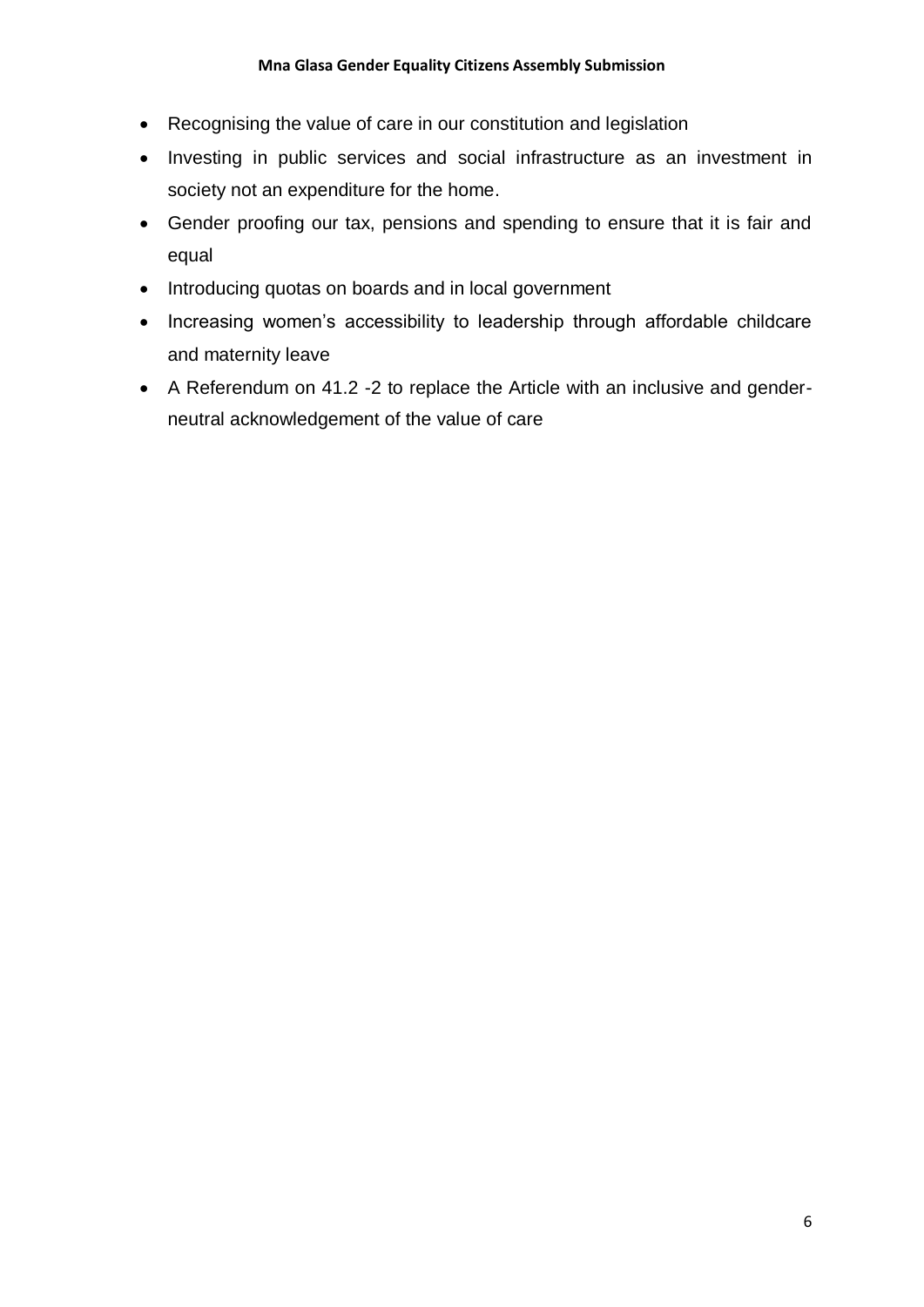- Recognising the value of care in our constitution and legislation
- Investing in public services and social infrastructure as an investment in society not an expenditure for the home.
- Gender proofing our tax, pensions and spending to ensure that it is fair and equal
- Introducing quotas on boards and in local government
- Increasing women's accessibility to leadership through affordable childcare and maternity leave
- A Referendum on 41.2 -2 to replace the Article with an inclusive and gender-neutral acknowledgement of the value of care